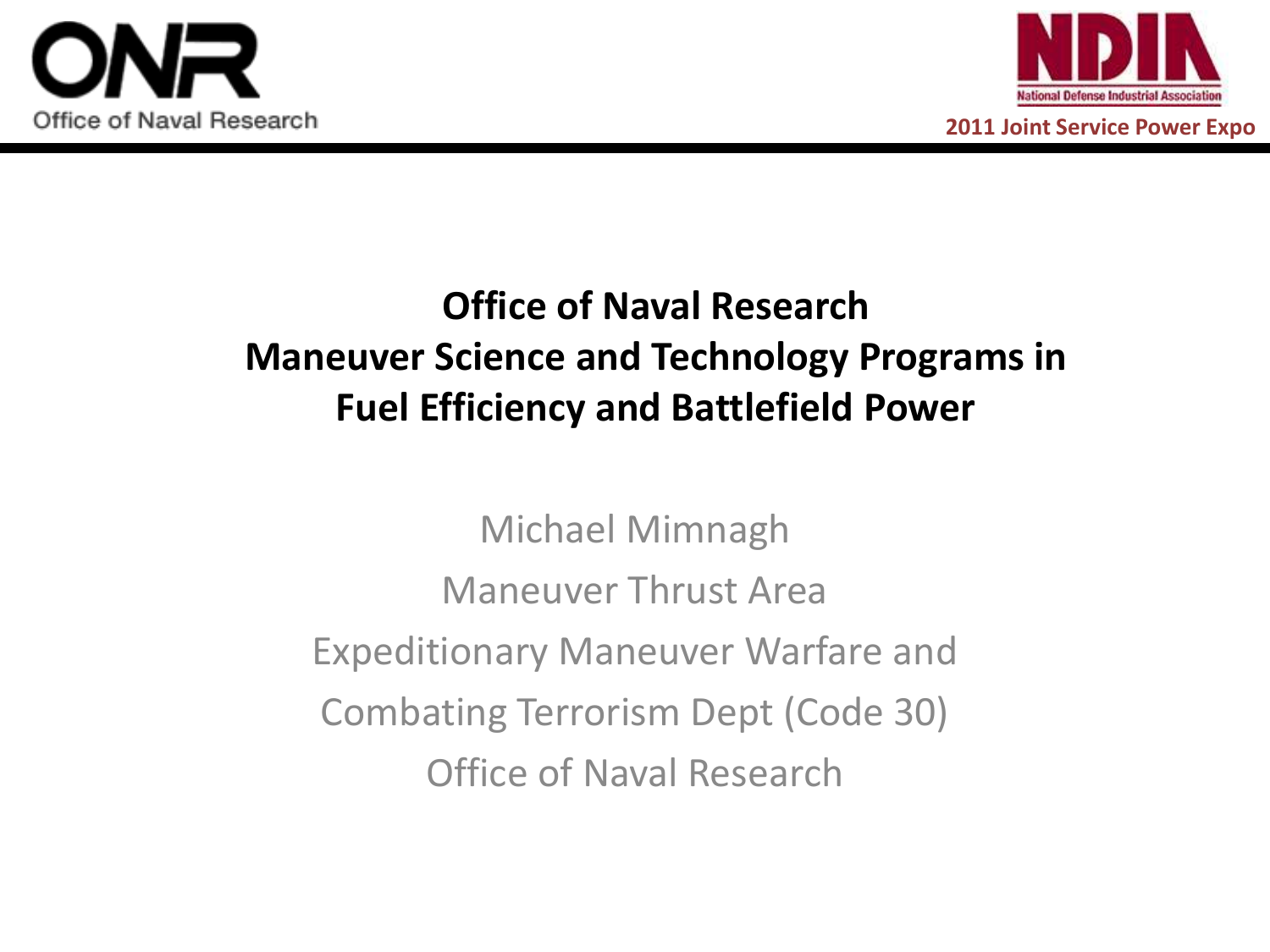# Office of Naval Research Maneuver Science and Technology Programs in Fuel Efficiency and Battlefield Power

Office of Naval Research

2011 Joint Service Power Expo

Michael Mimnagh

Maneuver Thrust Area

Expeditionary Maneuver Warfare and Combating Terrorism Dept (Code 30)

Office of Naval Research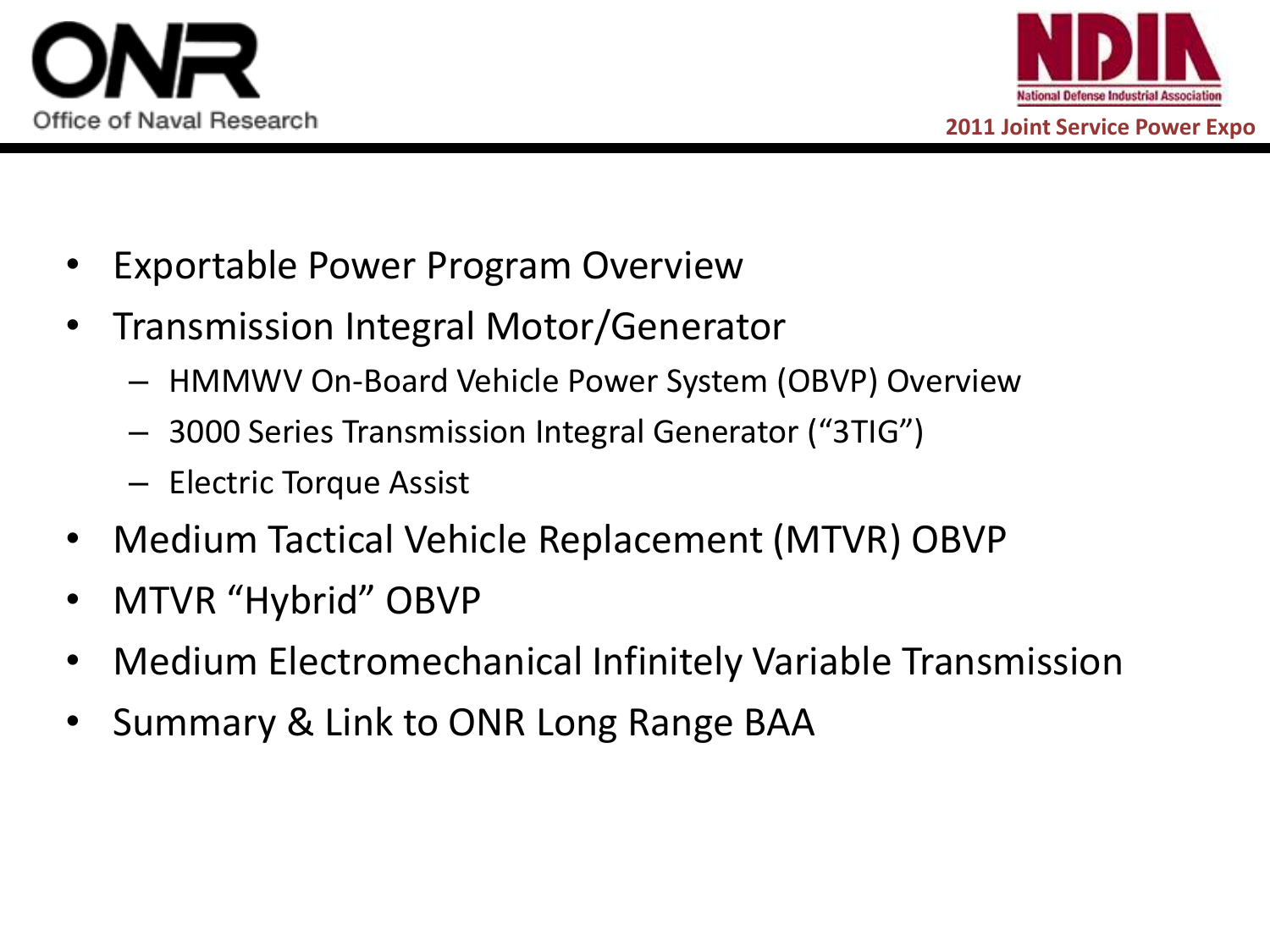- Exportable Power Program Overview
- Transmission Integral Motor/Generator
  - HMMWV On-Board Vehicle Power System (OBVP) Overview
  - 3000 Series Transmission Integral Generator ("3TIG")
  - Electric Torque Assist
- Medium Tactical Vehicle Replacement (MTVR) OBVP
- MTVR "Hybrid" OBVP
- Medium Electromechanical Infinitely Variable Transmission
- Summary & Link to ONR Long Range BAA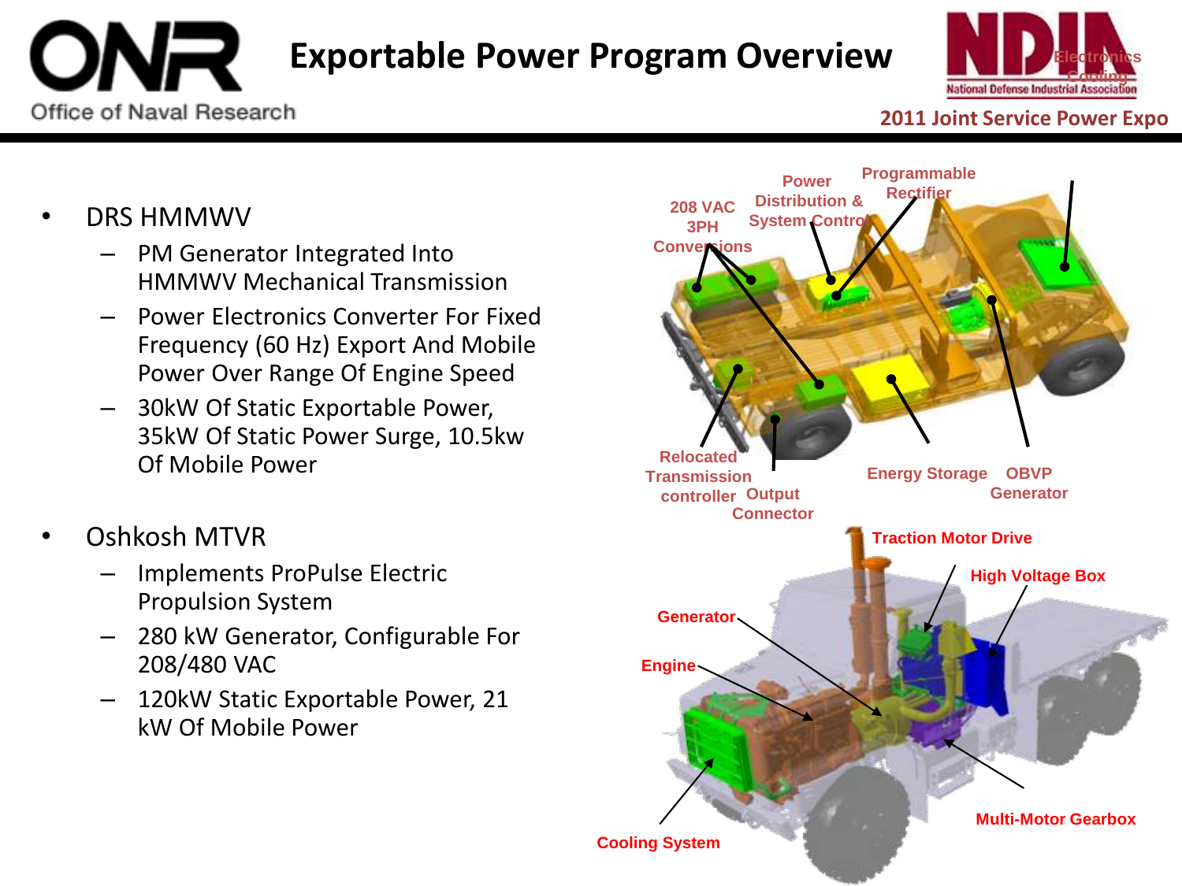# Exportable Power Program Overview

- DRS HMMWV
  - PM Generator Integrated Into HMMWV Mechanical Transmission
  - Power Electronics Converter For Fixed Frequency (60 Hz) Export And Mobile Power Over Range Of Engine Speed
  - 30kW Of Static Exportable Power, 35kW Of Static Power Surge, 10.5kw Of Mobile Power

- Oshkosh MTVR
  - Implements ProPulse Electric Propulsion System
  - 280 kW Generator, Configurable For 208/480 VAC
  - 120kW Static Exportable Power, 21 kW Of Mobile Power

208 VAC 3PH Conversions

Power Distribution & System Control

Programmable Rectifier

Relocated Transmission controller

Output Connector

Energy Storage

OBVP Generator

Traction Motor Drive

High Voltage Box

Generator

Engine

Cooling System

Multi-Motor Gearbox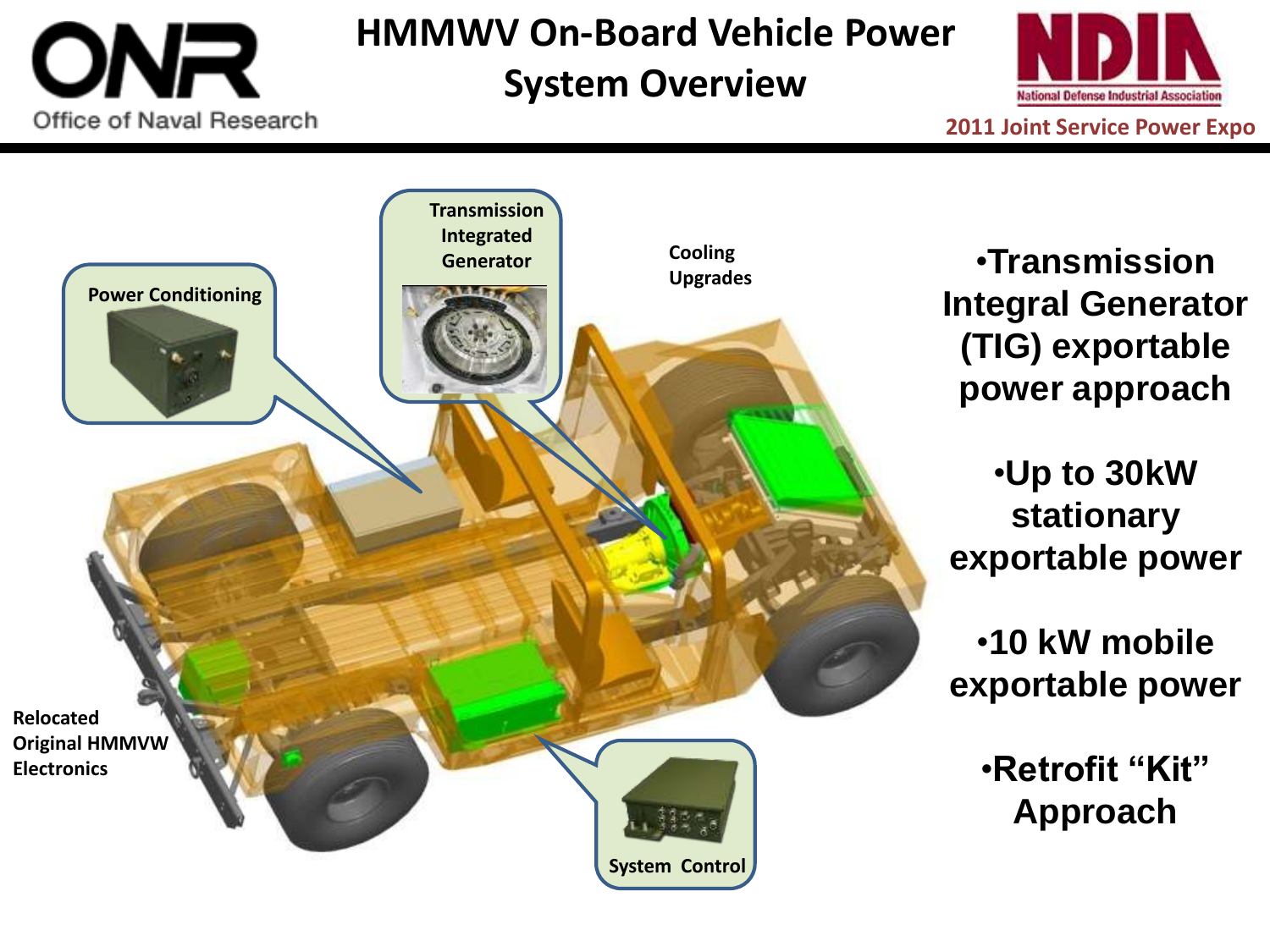# HMMWV On-Board Vehicle Power System Overview

2011 Joint Service Power Expo

Power Conditioning

Transmission Integrated Generator

Cooling Upgrades

Relocated Original HMMWV Electronics

System Control

- Transmission Integral Generator (TIG) exportable power approach
- Up to 30kW stationary exportable power
- 10 kW mobile exportable power
- Retrofit "Kit" Approach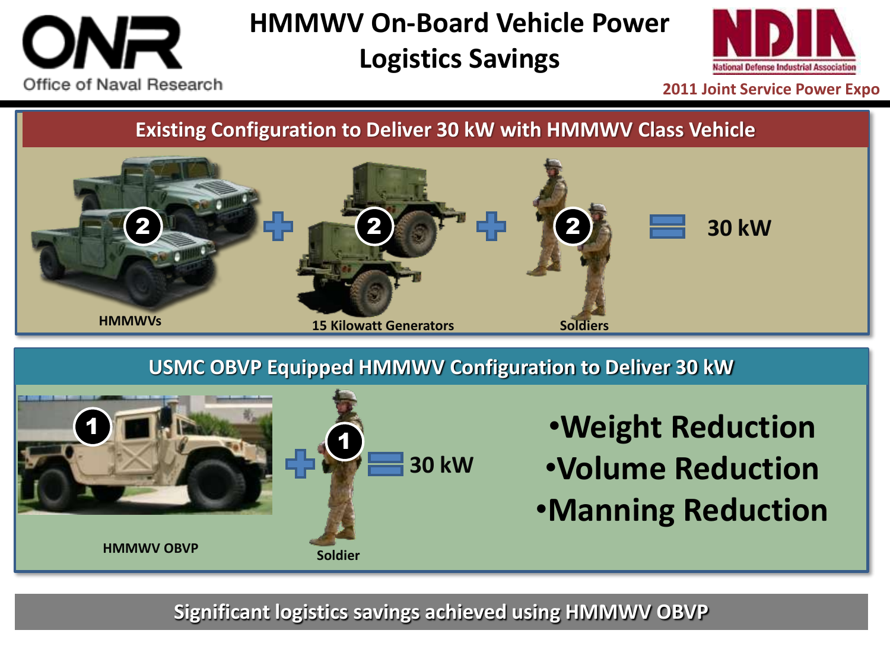# HMMWV On-Board Vehicle Power Logistics Savings

ONR Office of Naval Research

NDIA National Defense Industrial Association

2011 Joint Service Power Expo

## Existing Configuration to Deliver 30 kW with HMMWV Class Vehicle

2 HMMWVs + 2 15 Kilowatt Generators + 2 Soldiers = 30 kW

## USMC OBVP Equipped HMMWV Configuration to Deliver 30 kW

1 HMMWV OBVP + 1 Soldier = 30 kW

- Weight Reduction
- Volume Reduction
- Manning Reduction

**Significant logistics savings achieved using HMMWV OBVP**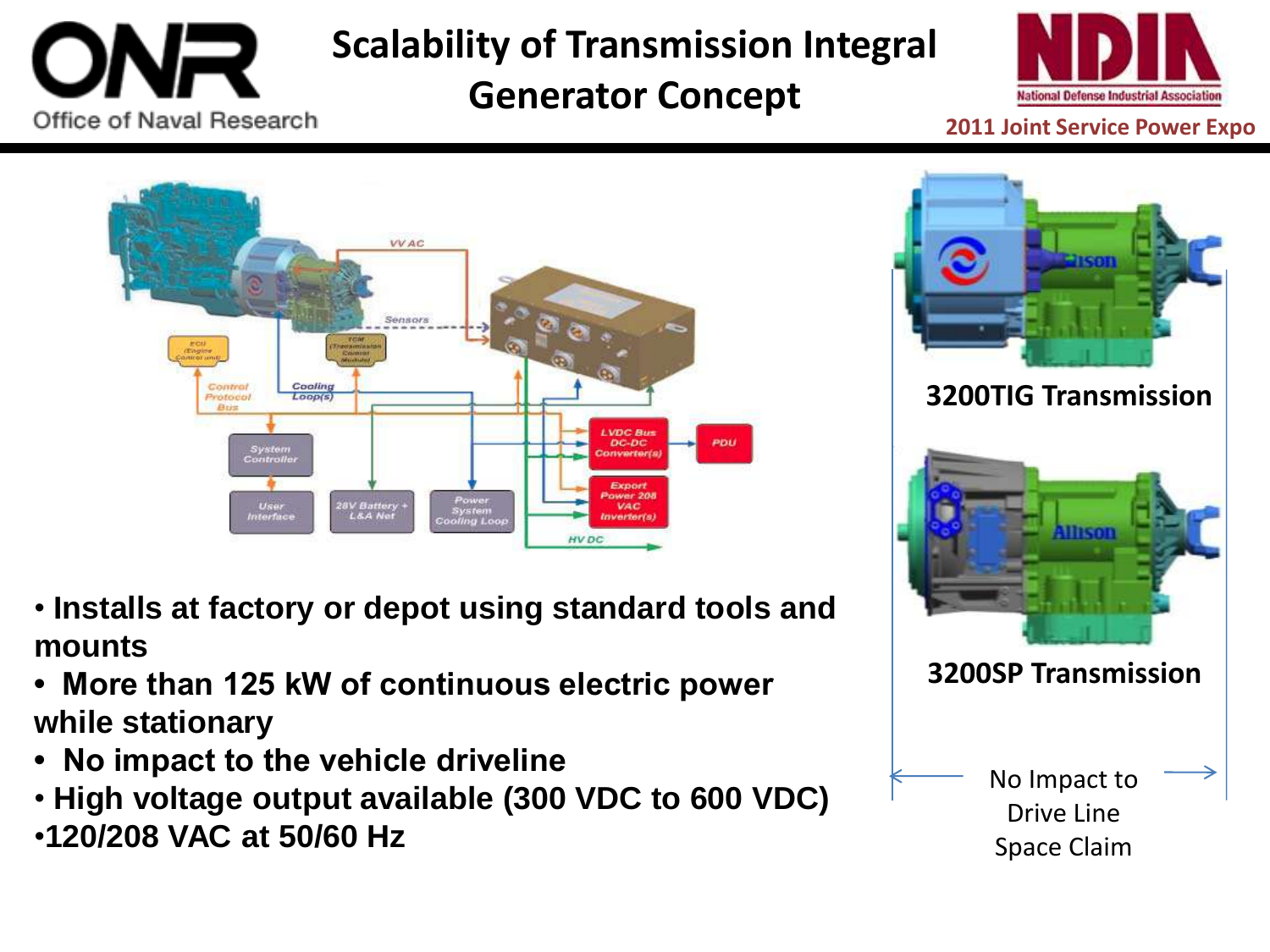# Scalability of Transmission Integral Generator Concept

- Installs at factory or depot using standard tools and mounts
- More than 125 kW of continuous electric power while stationary
- No impact to the vehicle driveline
- High voltage output available (300 VDC to 600 VDC)
- 120/208 VAC at 50/60 Hz

3200TIG Transmission

3200SP Transmission

No Impact to Drive Line Space Claim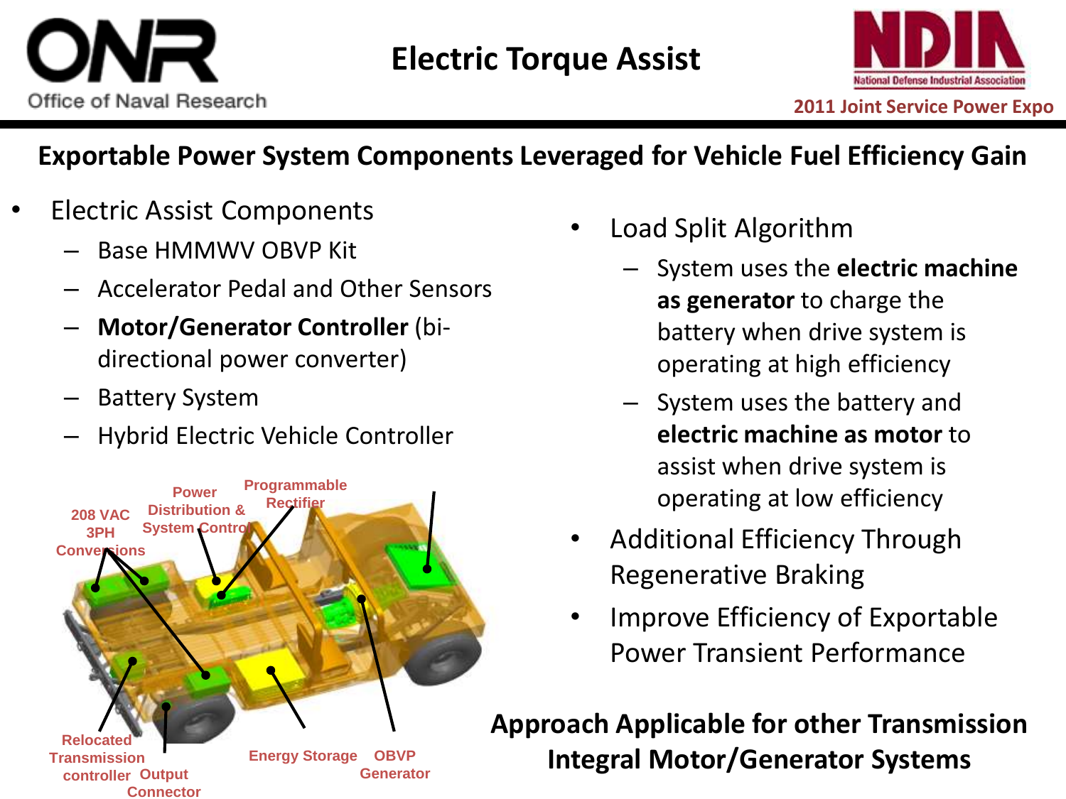# Electric Torque Assist

## Exportable Power System Components Leveraged for Vehicle Fuel Efficiency Gain

- Electric Assist Components
  - Base HMMWV OBVP Kit
  - Accelerator Pedal and Other Sensors
  - **Motor/Generator Controller** (bi-directional power converter)
  - Battery System
  - Hybrid Electric Vehicle Controller

208 VAC 3PH Conversions

Power Distribution & System Control

Programmable Rectifier

Relocated Transmission controller

Output Connector

Energy Storage

OBVP Generator

- Load Split Algorithm
  - System uses the **electric machine as generator** to charge the battery when drive system is operating at high efficiency
  - System uses the battery and **electric machine as motor** to assist when drive system is operating at low efficiency
- Additional Efficiency Through Regenerative Braking
- Improve Efficiency of Exportable Power Transient Performance

**Approach Applicable for other Transmission Integral Motor/Generator Systems**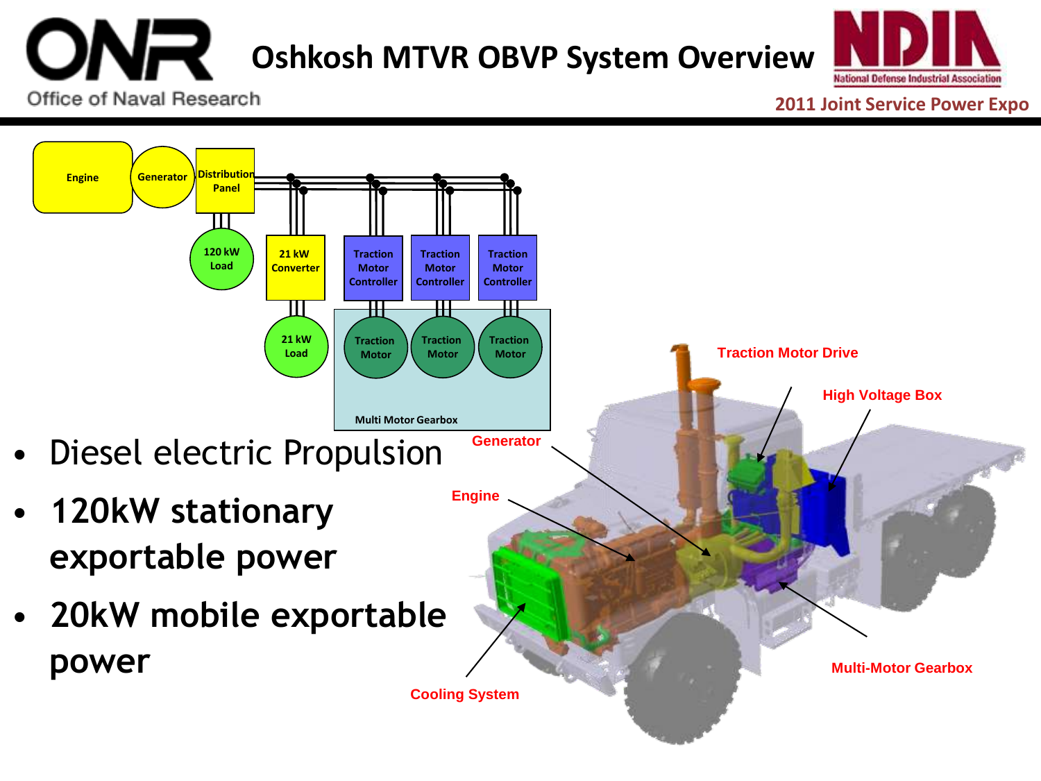# Oshkosh MTVR OBVP System Overview

Engine | Generator | Distribution Panel | 120 kW Load | 21 kW Converter | 21 kW Load | Traction Motor Controller | Traction Motor Controller | Traction Motor Controller | Traction Motor | Traction Motor | Traction Motor | Multi Motor Gearbox

- Diesel electric Propulsion
- **120kW stationary exportable power**
- **20kW mobile exportable power**

Traction Motor Drive | High Voltage Box | Generator | Engine | Multi-Motor Gearbox | Cooling System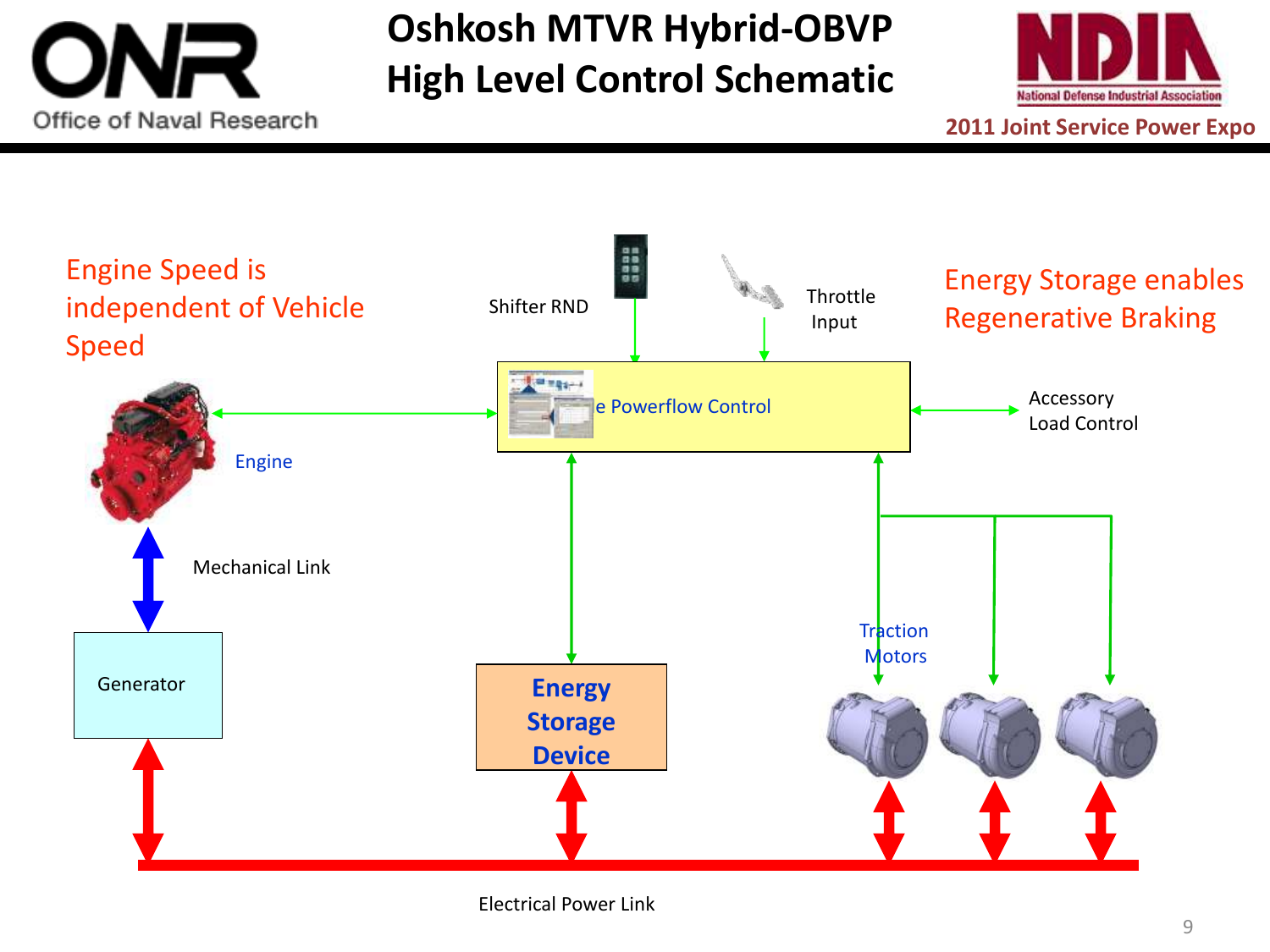# Oshkosh MTVR Hybrid-OBVP High Level Control Schematic

Engine Speed is independent of Vehicle Speed

Energy Storage enables Regenerative Braking

Shifter RND

Throttle Input

e Powerflow Control

Accessory Load Control

Engine

Mechanical Link

Generator

Energy Storage Device

Traction Motors

Electrical Power Link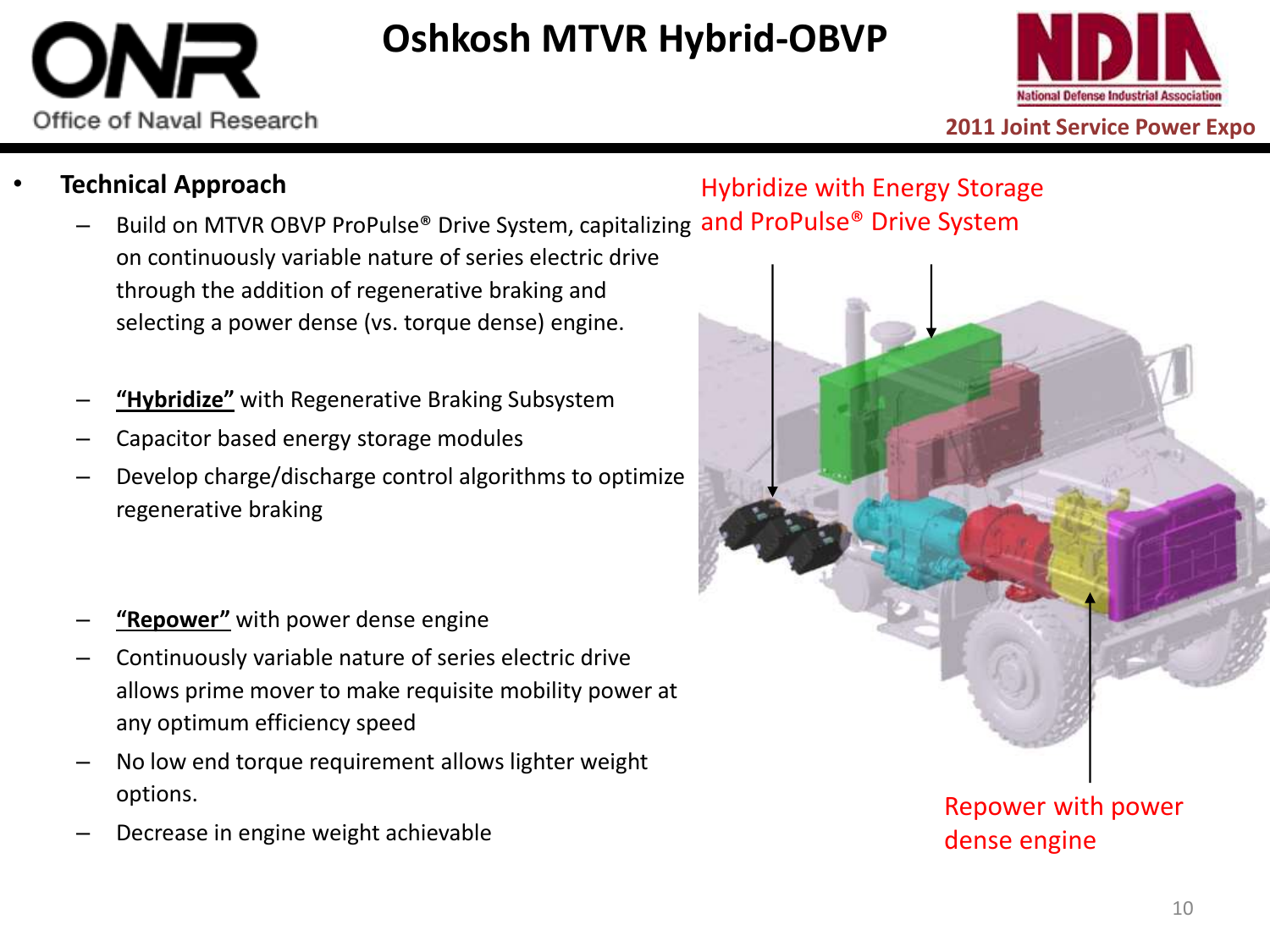# Oshkosh MTVR Hybrid-OBVP

- **Technical Approach**
  - Build on MTVR OBVP ProPulse® Drive System, capitalizing on continuously variable nature of series electric drive through the addition of regenerative braking and selecting a power dense (vs. torque dense) engine.
  - **"Hybridize"** with Regenerative Braking Subsystem
  - Capacitor based energy storage modules
  - Develop charge/discharge control algorithms to optimize regenerative braking
  - **"Repower"** with power dense engine
  - Continuously variable nature of series electric drive allows prime mover to make requisite mobility power at any optimum efficiency speed
  - No low end torque requirement allows lighter weight options.
  - Decrease in engine weight achievable

Hybridize with Energy Storage and ProPulse® Drive System

Repower with power dense engine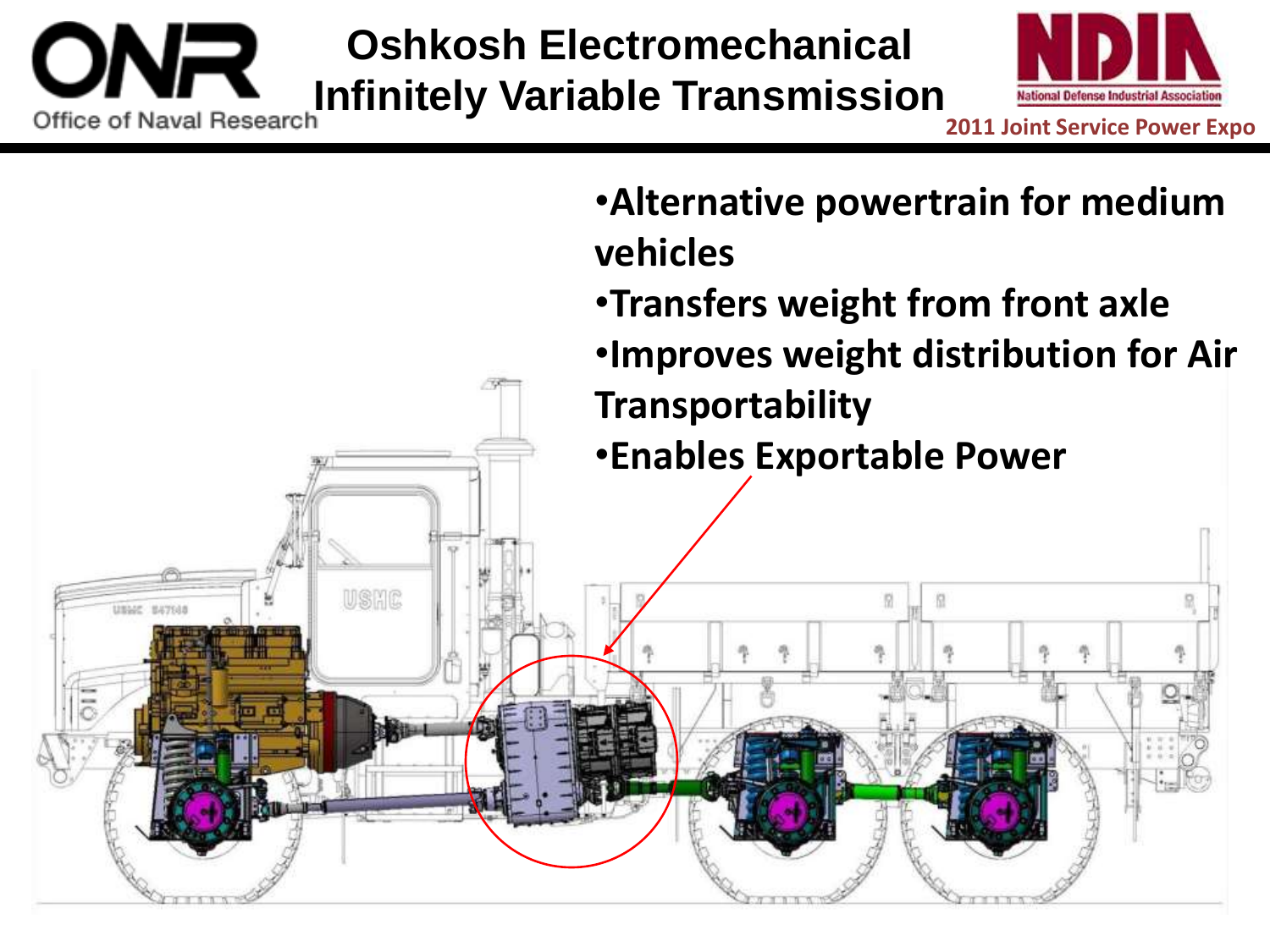# Oshkosh Electromechanical Infinitely Variable Transmission

- Alternative powertrain for medium vehicles
- Transfers weight from front axle
- Improves weight distribution for Air Transportability
- Enables Exportable Power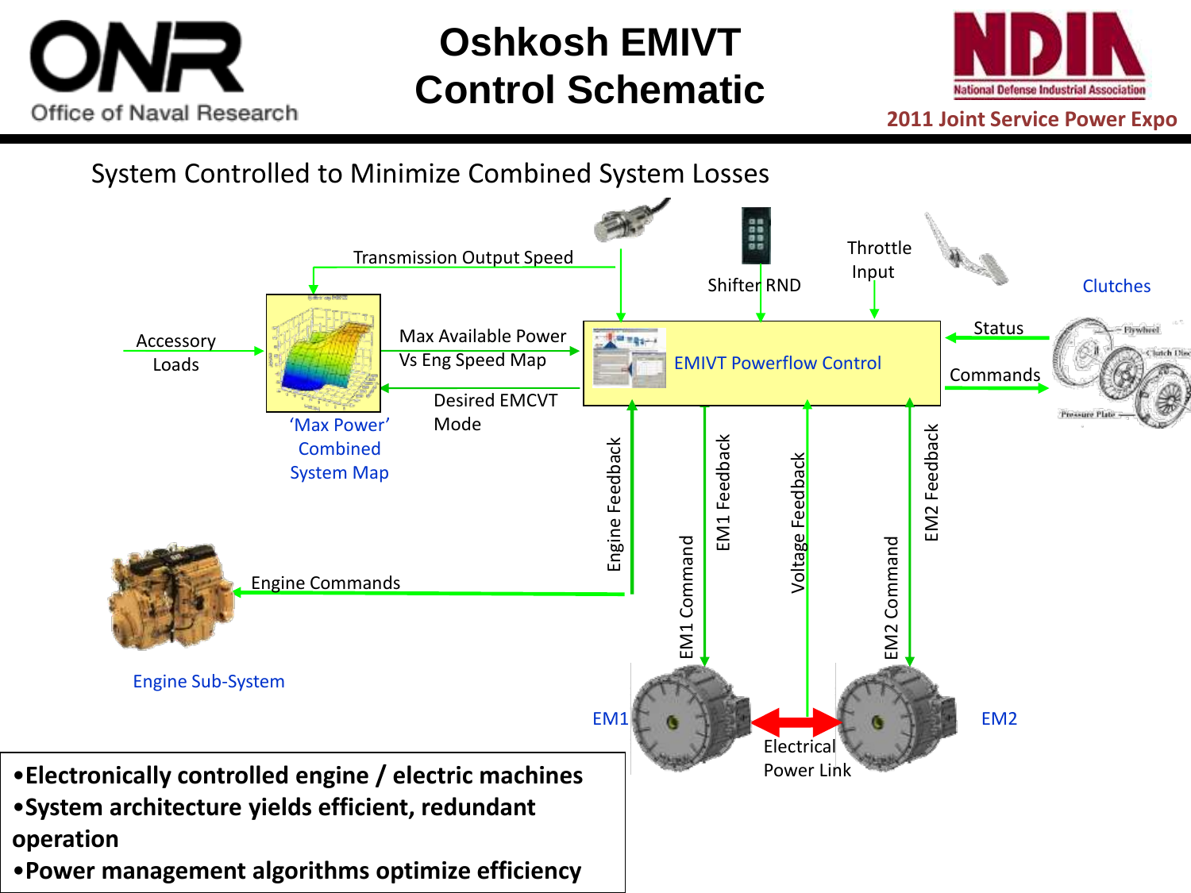# Oshkosh EMIVT Control Schematic

System Controlled to Minimize Combined System Losses

Transmission Output Speed

Shifter RND

Throttle Input

Clutches

Accessory Loads

Max Available Power Vs Eng Speed Map

EMIVT Powerflow Control

Status

Commands

Desired EMCVT Mode

'Max Power' Combined System Map

Engine Feedback

EM1 Command

EM1 Feedback

Voltage Feedback

EM2 Command

EM2 Feedback

Engine Commands

Engine Sub-System

EM1

EM2

Electrical Power Link

- **Electronically controlled engine / electric machines**
- **System architecture yields efficient, redundant operation**
- **Power management algorithms optimize efficiency**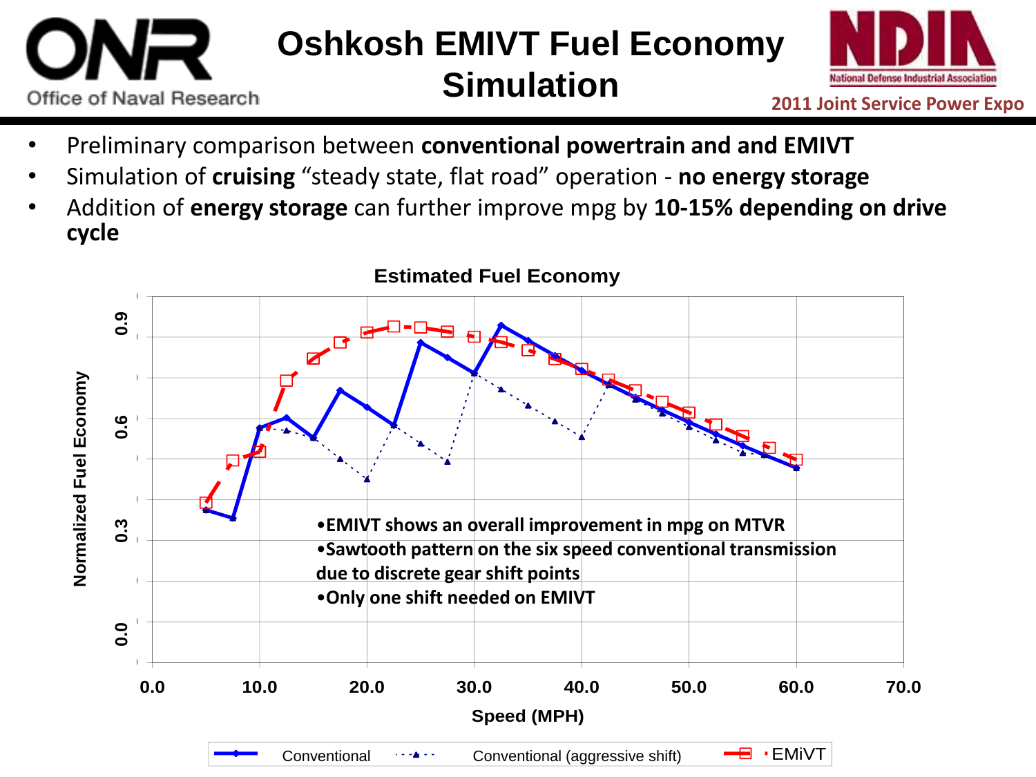# Oshkosh EMIVT Fuel Economy Simulation

- Preliminary comparison between **conventional powertrain and and EMIVT**
- Simulation of **cruising** "steady state, flat road" operation - **no energy storage**
- Addition of **energy storage** can further improve mpg by **10-15% depending on drive cycle**

**Estimated Fuel Economy**

Normalized Fuel Economy

Speed (MPH)

Legend: Conventional, Conventional (aggressive shift), EMiVT

- **EMIVT shows an overall improvement in mpg on MTVR**
- **Sawtooth pattern on the six speed conventional transmission due to discrete gear shift points**
- **Only one shift needed on EMIVT**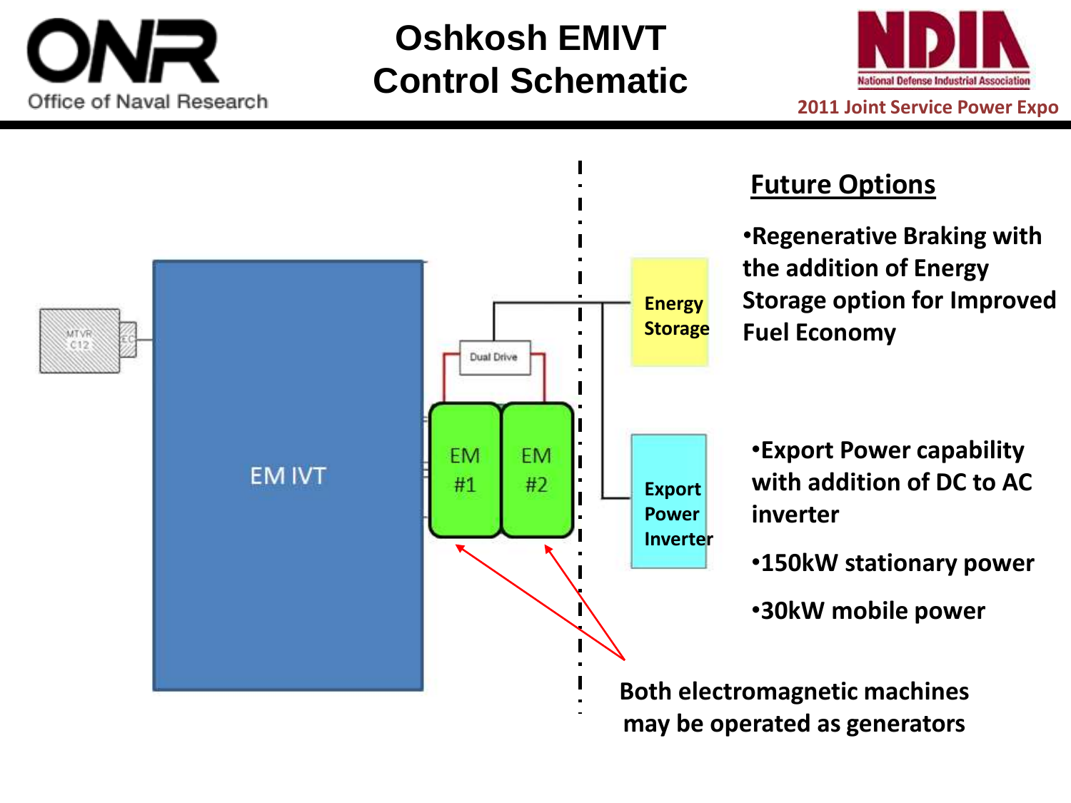# Oshkosh EMIVT Control Schematic

ONR Office of Naval Research

NDIA National Defense Industrial Association — 2011 Joint Service Power Expo

MTVR C12 | EC | EM IVT | Dual Drive | EM #1 | EM #2 | Energy Storage | Export Power Inverter

Both electromagnetic machines may be operated as generators

## Future Options

- Regenerative Braking with the addition of Energy Storage option for Improved Fuel Economy
- Export Power capability with addition of DC to AC inverter
- 150kW stationary power
- 30kW mobile power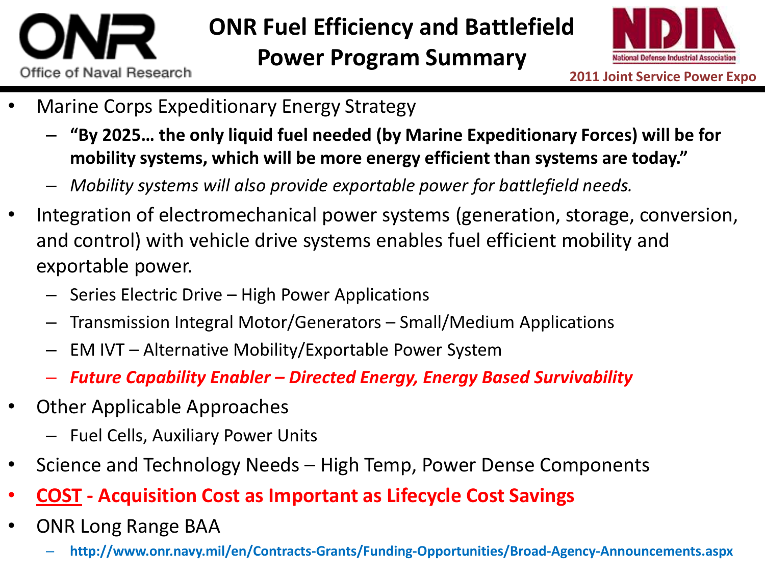# ONR Fuel Efficiency and Battlefield Power Program Summary

ONR
Office of Naval Research

NDIA
National Defense Industrial Association
2011 Joint Service Power Expo

- Marine Corps Expeditionary Energy Strategy
  - **"By 2025… the only liquid fuel needed (by Marine Expeditionary Forces) will be for mobility systems, which will be more energy efficient than systems are today."**
  - *Mobility systems will also provide exportable power for battlefield needs.*
- Integration of electromechanical power systems (generation, storage, conversion, and control) with vehicle drive systems enables fuel efficient mobility and exportable power.
  - Series Electric Drive – High Power Applications
  - Transmission Integral Motor/Generators – Small/Medium Applications
  - EM IVT – Alternative Mobility/Exportable Power System
  - ***Future Capability Enabler – Directed Energy, Energy Based Survivability***
- Other Applicable Approaches
  - Fuel Cells, Auxiliary Power Units
- Science and Technology Needs – High Temp, Power Dense Components
- **COST - Acquisition Cost as Important as Lifecycle Cost Savings**
- ONR Long Range BAA
  - **http://www.onr.navy.mil/en/Contracts-Grants/Funding-Opportunities/Broad-Agency-Announcements.aspx**